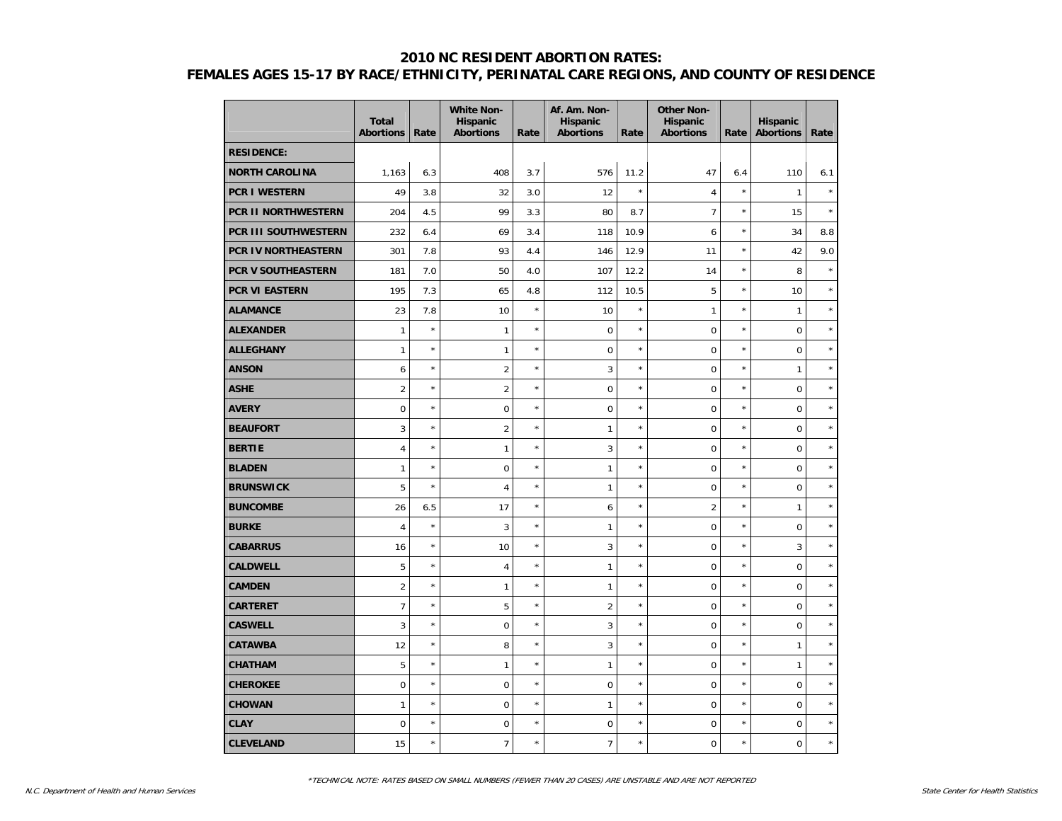# 2010 NC RESIDENT ABORTION RATES:
## FEMALES AGES 15-17 BY RACE/ETHNICITY, PERINATAL CARE REGIONS, AND COUNTY OF RESIDENCE

| | Total Abortions | Rate | White Non-Hispanic Abortions | Rate | Af. Am. Non-Hispanic Abortions | Rate | Other Non-Hispanic Abortions | Rate | Hispanic Abortions | Rate |
|---|---|---|---|---|---|---|---|---|---|---|
| **RESIDENCE:** | | | | | | | | | | |
| **NORTH CAROLINA** | 1,163 | 6.3 | 408 | 3.7 | 576 | 11.2 | 47 | 6.4 | 110 | 6.1 |
| **PCR I WESTERN** | 49 | 3.8 | 32 | 3.0 | 12 | * | 4 | * | 1 | * |
| **PCR II NORTHWESTERN** | 204 | 4.5 | 99 | 3.3 | 80 | 8.7 | 7 | * | 15 | * |
| **PCR III SOUTHWESTERN** | 232 | 6.4 | 69 | 3.4 | 118 | 10.9 | 6 | * | 34 | 8.8 |
| **PCR IV NORTHEASTERN** | 301 | 7.8 | 93 | 4.4 | 146 | 12.9 | 11 | * | 42 | 9.0 |
| **PCR V SOUTHEASTERN** | 181 | 7.0 | 50 | 4.0 | 107 | 12.2 | 14 | * | 8 | * |
| **PCR VI EASTERN** | 195 | 7.3 | 65 | 4.8 | 112 | 10.5 | 5 | * | 10 | * |
| **ALAMANCE** | 23 | 7.8 | 10 | * | 10 | * | 1 | * | 1 | * |
| **ALEXANDER** | 1 | * | 1 | * | 0 | * | 0 | * | 0 | * |
| **ALLEGHANY** | 1 | * | 1 | * | 0 | * | 0 | * | 0 | * |
| **ANSON** | 6 | * | 2 | * | 3 | * | 0 | * | 1 | * |
| **ASHE** | 2 | * | 2 | * | 0 | * | 0 | * | 0 | * |
| **AVERY** | 0 | * | 0 | * | 0 | * | 0 | * | 0 | * |
| **BEAUFORT** | 3 | * | 2 | * | 1 | * | 0 | * | 0 | * |
| **BERTIE** | 4 | * | 1 | * | 3 | * | 0 | * | 0 | * |
| **BLADEN** | 1 | * | 0 | * | 1 | * | 0 | * | 0 | * |
| **BRUNSWICK** | 5 | * | 4 | * | 1 | * | 0 | * | 0 | * |
| **BUNCOMBE** | 26 | 6.5 | 17 | * | 6 | * | 2 | * | 1 | * |
| **BURKE** | 4 | * | 3 | * | 1 | * | 0 | * | 0 | * |
| **CABARRUS** | 16 | * | 10 | * | 3 | * | 0 | * | 3 | * |
| **CALDWELL** | 5 | * | 4 | * | 1 | * | 0 | * | 0 | * |
| **CAMDEN** | 2 | * | 1 | * | 1 | * | 0 | * | 0 | * |
| **CARTERET** | 7 | * | 5 | * | 2 | * | 0 | * | 0 | * |
| **CASWELL** | 3 | * | 0 | * | 3 | * | 0 | * | 0 | * |
| **CATAWBA** | 12 | * | 8 | * | 3 | * | 0 | * | 1 | * |
| **CHATHAM** | 5 | * | 1 | * | 1 | * | 0 | * | 1 | * |
| **CHEROKEE** | 0 | * | 0 | * | 0 | * | 0 | * | 0 | * |
| **CHOWAN** | 1 | * | 0 | * | 1 | * | 0 | * | 0 | * |
| **CLAY** | 0 | * | 0 | * | 0 | * | 0 | * | 0 | * |
| **CLEVELAND** | 15 | * | 7 | * | 7 | * | 0 | * | 0 | * |

*\*TECHNICAL NOTE: RATES BASED ON SMALL NUMBERS (FEWER THAN 20 CASES) ARE UNSTABLE AND ARE NOT REPORTED*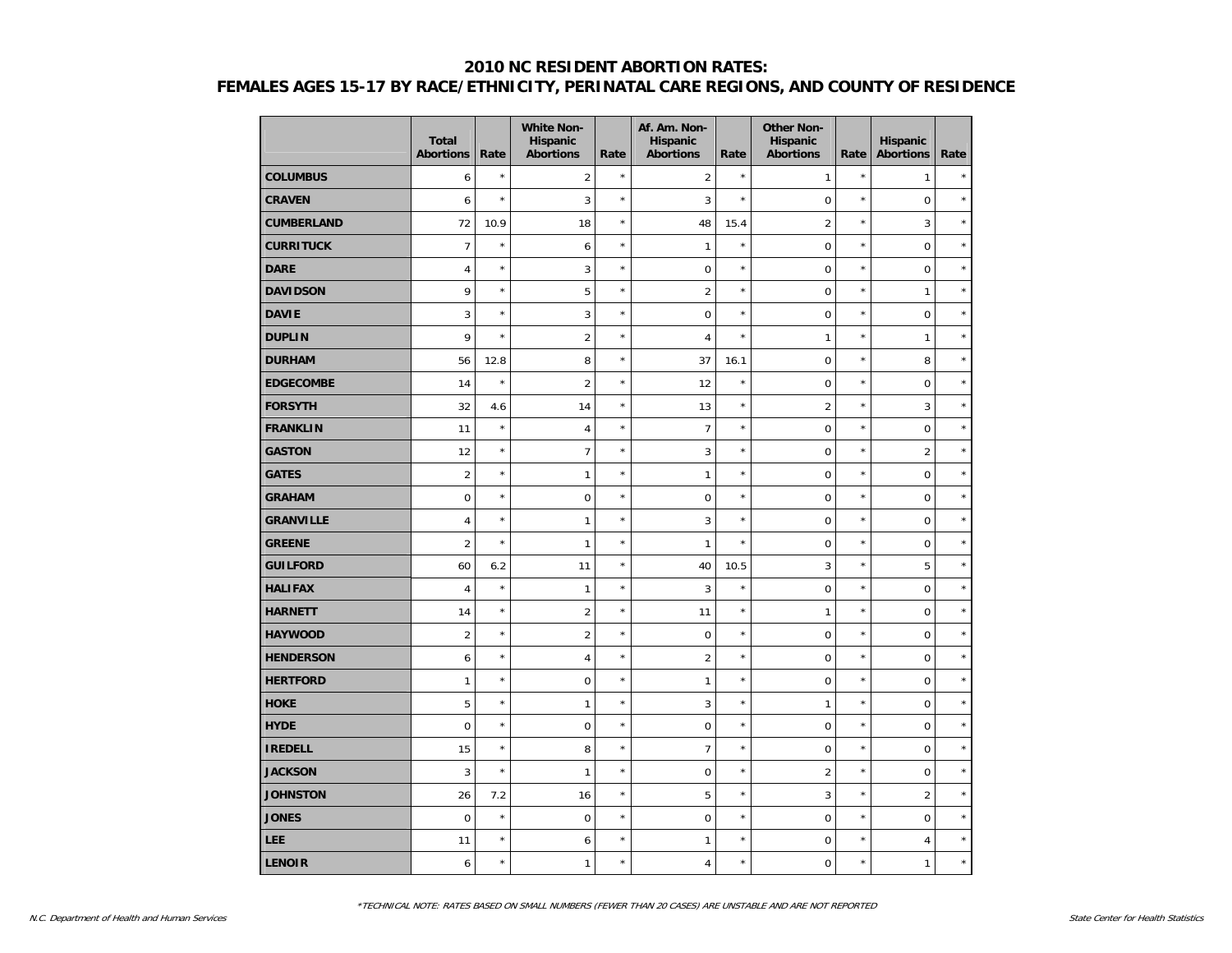## 2010 NC RESIDENT ABORTION RATES:
## FEMALES AGES 15-17 BY RACE/ETHNICITY, PERINATAL CARE REGIONS, AND COUNTY OF RESIDENCE

| | Total Abortions | Rate | White Non-Hispanic Abortions | Rate | Af. Am. Non-Hispanic Abortions | Rate | Other Non-Hispanic Abortions | Rate | Hispanic Abortions | Rate |
|---|---|---|---|---|---|---|---|---|---|---|
| **COLUMBUS** | 6 | * | 2 | * | 2 | * | 1 | * | 1 | * |
| **CRAVEN** | 6 | * | 3 | * | 3 | * | 0 | * | 0 | * |
| **CUMBERLAND** | 72 | 10.9 | 18 | * | 48 | 15.4 | 2 | * | 3 | * |
| **CURRITUCK** | 7 | * | 6 | * | 1 | * | 0 | * | 0 | * |
| **DARE** | 4 | * | 3 | * | 0 | * | 0 | * | 0 | * |
| **DAVIDSON** | 9 | * | 5 | * | 2 | * | 0 | * | 1 | * |
| **DAVIE** | 3 | * | 3 | * | 0 | * | 0 | * | 0 | * |
| **DUPLIN** | 9 | * | 2 | * | 4 | * | 1 | * | 1 | * |
| **DURHAM** | 56 | 12.8 | 8 | * | 37 | 16.1 | 0 | * | 8 | * |
| **EDGECOMBE** | 14 | * | 2 | * | 12 | * | 0 | * | 0 | * |
| **FORSYTH** | 32 | 4.6 | 14 | * | 13 | * | 2 | * | 3 | * |
| **FRANKLIN** | 11 | * | 4 | * | 7 | * | 0 | * | 0 | * |
| **GASTON** | 12 | * | 7 | * | 3 | * | 0 | * | 2 | * |
| **GATES** | 2 | * | 1 | * | 1 | * | 0 | * | 0 | * |
| **GRAHAM** | 0 | * | 0 | * | 0 | * | 0 | * | 0 | * |
| **GRANVILLE** | 4 | * | 1 | * | 3 | * | 0 | * | 0 | * |
| **GREENE** | 2 | * | 1 | * | 1 | * | 0 | * | 0 | * |
| **GUILFORD** | 60 | 6.2 | 11 | * | 40 | 10.5 | 3 | * | 5 | * |
| **HALIFAX** | 4 | * | 1 | * | 3 | * | 0 | * | 0 | * |
| **HARNETT** | 14 | * | 2 | * | 11 | * | 1 | * | 0 | * |
| **HAYWOOD** | 2 | * | 2 | * | 0 | * | 0 | * | 0 | * |
| **HENDERSON** | 6 | * | 4 | * | 2 | * | 0 | * | 0 | * |
| **HERTFORD** | 1 | * | 0 | * | 1 | * | 0 | * | 0 | * |
| **HOKE** | 5 | * | 1 | * | 3 | * | 1 | * | 0 | * |
| **HYDE** | 0 | * | 0 | * | 0 | * | 0 | * | 0 | * |
| **IREDELL** | 15 | * | 8 | * | 7 | * | 0 | * | 0 | * |
| **JACKSON** | 3 | * | 1 | * | 0 | * | 2 | * | 0 | * |
| **JOHNSTON** | 26 | 7.2 | 16 | * | 5 | * | 3 | * | 2 | * |
| **JONES** | 0 | * | 0 | * | 0 | * | 0 | * | 0 | * |
| **LEE** | 11 | * | 6 | * | 1 | * | 0 | * | 4 | * |
| **LENOIR** | 6 | * | 1 | * | 4 | * | 0 | * | 1 | * |

*TECHNICAL NOTE: RATES BASED ON SMALL NUMBERS (FEWER THAN 20 CASES) ARE UNSTABLE AND ARE NOT REPORTED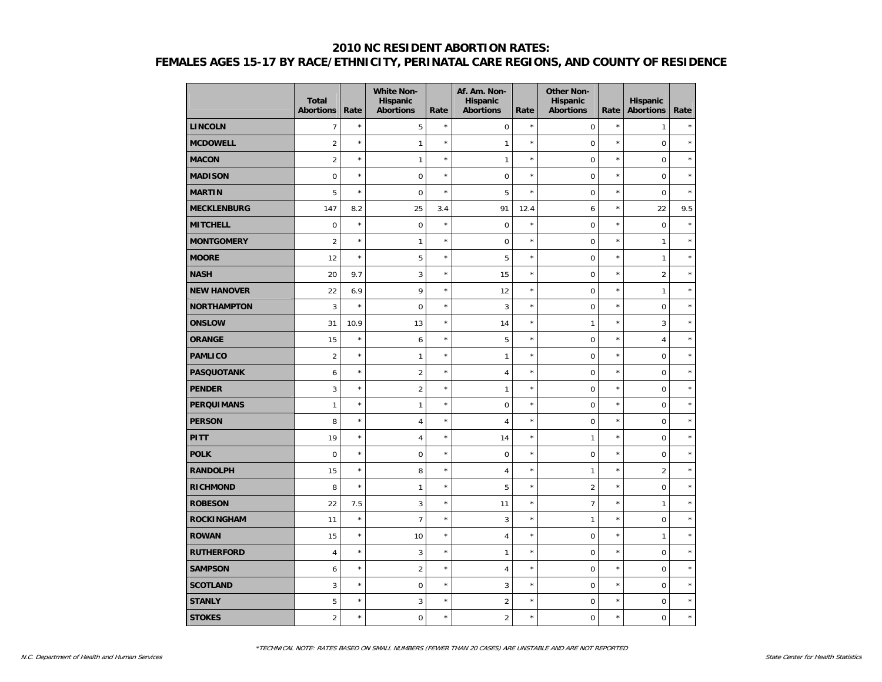## 2010 NC RESIDENT ABORTION RATES:
## FEMALES AGES 15-17 BY RACE/ETHNICITY, PERINATAL CARE REGIONS, AND COUNTY OF RESIDENCE

| | Total Abortions | Rate | White Non-Hispanic Abortions | Rate | Af. Am. Non-Hispanic Abortions | Rate | Other Non-Hispanic Abortions | Rate | Hispanic Abortions | Rate |
|---|---|---|---|---|---|---|---|---|---|---|
| **LINCOLN** | 7 | * | 5 | * | 0 | * | 0 | * | 1 | * |
| **MCDOWELL** | 2 | * | 1 | * | 1 | * | 0 | * | 0 | * |
| **MACON** | 2 | * | 1 | * | 1 | * | 0 | * | 0 | * |
| **MADISON** | 0 | * | 0 | * | 0 | * | 0 | * | 0 | * |
| **MARTIN** | 5 | * | 0 | * | 5 | * | 0 | * | 0 | * |
| **MECKLENBURG** | 147 | 8.2 | 25 | 3.4 | 91 | 12.4 | 6 | * | 22 | 9.5 |
| **MITCHELL** | 0 | * | 0 | * | 0 | * | 0 | * | 0 | * |
| **MONTGOMERY** | 2 | * | 1 | * | 0 | * | 0 | * | 1 | * |
| **MOORE** | 12 | * | 5 | * | 5 | * | 0 | * | 1 | * |
| **NASH** | 20 | 9.7 | 3 | * | 15 | * | 0 | * | 2 | * |
| **NEW HANOVER** | 22 | 6.9 | 9 | * | 12 | * | 0 | * | 1 | * |
| **NORTHAMPTON** | 3 | * | 0 | * | 3 | * | 0 | * | 0 | * |
| **ONSLOW** | 31 | 10.9 | 13 | * | 14 | * | 1 | * | 3 | * |
| **ORANGE** | 15 | * | 6 | * | 5 | * | 0 | * | 4 | * |
| **PAMLICO** | 2 | * | 1 | * | 1 | * | 0 | * | 0 | * |
| **PASQUOTANK** | 6 | * | 2 | * | 4 | * | 0 | * | 0 | * |
| **PENDER** | 3 | * | 2 | * | 1 | * | 0 | * | 0 | * |
| **PERQUIMANS** | 1 | * | 1 | * | 0 | * | 0 | * | 0 | * |
| **PERSON** | 8 | * | 4 | * | 4 | * | 0 | * | 0 | * |
| **PITT** | 19 | * | 4 | * | 14 | * | 1 | * | 0 | * |
| **POLK** | 0 | * | 0 | * | 0 | * | 0 | * | 0 | * |
| **RANDOLPH** | 15 | * | 8 | * | 4 | * | 1 | * | 2 | * |
| **RICHMOND** | 8 | * | 1 | * | 5 | * | 2 | * | 0 | * |
| **ROBESON** | 22 | 7.5 | 3 | * | 11 | * | 7 | * | 1 | * |
| **ROCKINGHAM** | 11 | * | 7 | * | 3 | * | 1 | * | 0 | * |
| **ROWAN** | 15 | * | 10 | * | 4 | * | 0 | * | 1 | * |
| **RUTHERFORD** | 4 | * | 3 | * | 1 | * | 0 | * | 0 | * |
| **SAMPSON** | 6 | * | 2 | * | 4 | * | 0 | * | 0 | * |
| **SCOTLAND** | 3 | * | 0 | * | 3 | * | 0 | * | 0 | * |
| **STANLY** | 5 | * | 3 | * | 2 | * | 0 | * | 0 | * |
| **STOKES** | 2 | * | 0 | * | 2 | * | 0 | * | 0 | * |

*\*TECHNICAL NOTE: RATES BASED ON SMALL NUMBERS (FEWER THAN 20 CASES) ARE UNSTABLE AND ARE NOT REPORTED*

*N.C. Department of Health and Human Services* | *State Center for Health Statistics*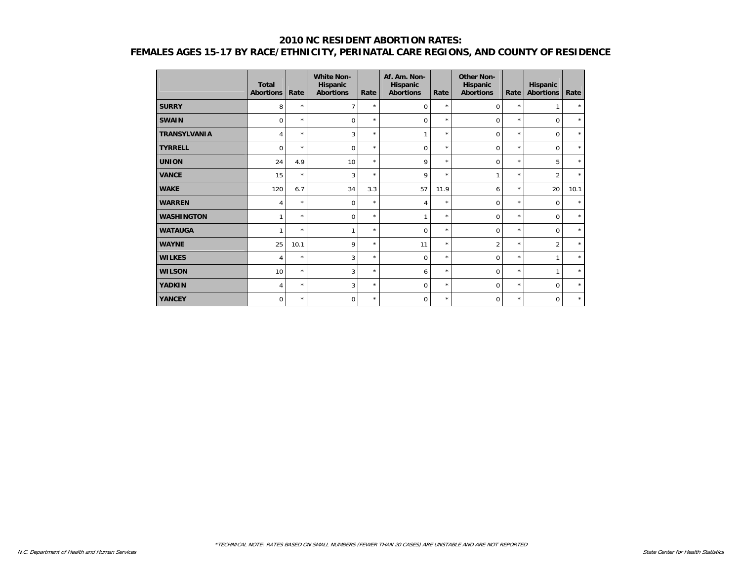## 2010 NC RESIDENT ABORTION RATES:
## FEMALES AGES 15-17 BY RACE/ETHNICITY, PERINATAL CARE REGIONS, AND COUNTY OF RESIDENCE

| | Total Abortions | Rate | White Non-Hispanic Abortions | Rate | Af. Am. Non-Hispanic Abortions | Rate | Other Non-Hispanic Abortions | Rate | Hispanic Abortions | Rate |
|---|---|---|---|---|---|---|---|---|---|---|
| **SURRY** | 8 | * | 7 | * | 0 | * | 0 | * | 1 | * |
| **SWAIN** | 0 | * | 0 | * | 0 | * | 0 | * | 0 | * |
| **TRANSYLVANIA** | 4 | * | 3 | * | 1 | * | 0 | * | 0 | * |
| **TYRRELL** | 0 | * | 0 | * | 0 | * | 0 | * | 0 | * |
| **UNION** | 24 | 4.9 | 10 | * | 9 | * | 0 | * | 5 | * |
| **VANCE** | 15 | * | 3 | * | 9 | * | 1 | * | 2 | * |
| **WAKE** | 120 | 6.7 | 34 | 3.3 | 57 | 11.9 | 6 | * | 20 | 10.1 |
| **WARREN** | 4 | * | 0 | * | 4 | * | 0 | * | 0 | * |
| **WASHINGTON** | 1 | * | 0 | * | 1 | * | 0 | * | 0 | * |
| **WATAUGA** | 1 | * | 1 | * | 0 | * | 0 | * | 0 | * |
| **WAYNE** | 25 | 10.1 | 9 | * | 11 | * | 2 | * | 2 | * |
| **WILKES** | 4 | * | 3 | * | 0 | * | 0 | * | 1 | * |
| **WILSON** | 10 | * | 3 | * | 6 | * | 0 | * | 1 | * |
| **YADKIN** | 4 | * | 3 | * | 0 | * | 0 | * | 0 | * |
| **YANCEY** | 0 | * | 0 | * | 0 | * | 0 | * | 0 | * |

*TECHNICAL NOTE: RATES BASED ON SMALL NUMBERS (FEWER THAN 20 CASES) ARE UNSTABLE AND ARE NOT REPORTED